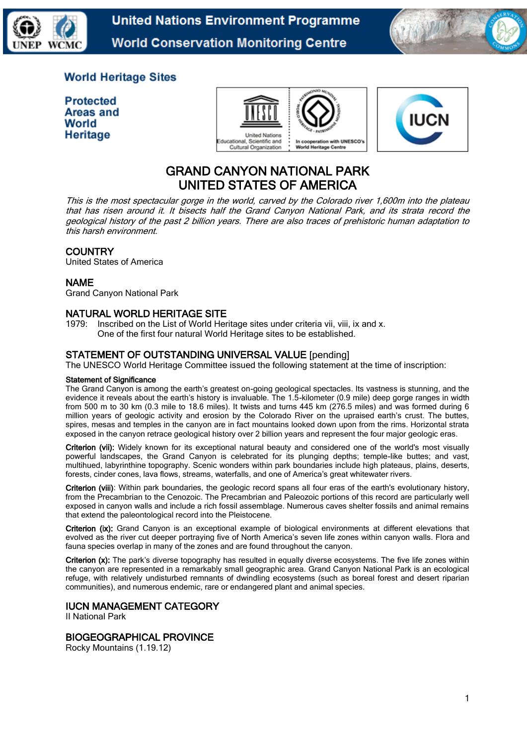World Heritage Sites

Protected Areas and World Heritage

# GRAND CANYON NATIONAL PARK
# UNITED STATES OF AMERICA

*This is the most spectacular gorge in the world, carved by the Colorado river 1,600m into the plateau that has risen around it. It bisects half the Grand Canyon National Park, and its strata record the geological history of the past 2 billion years. There are also traces of prehistoric human adaptation to this harsh environment.*

## COUNTRY
United States of America

## NAME
Grand Canyon National Park

## NATURAL WORLD HERITAGE SITE
1979: Inscribed on the List of World Heritage sites under criteria vii, viii, ix and x.
One of the first four natural World Heritage sites to be established.

## STATEMENT OF OUTSTANDING UNIVERSAL VALUE [pending]
The UNESCO World Heritage Committee issued the following statement at the time of inscription:

**Statement of Significance**
The Grand Canyon is among the earth's greatest on-going geological spectacles. Its vastness is stunning, and the evidence it reveals about the earth's history is invaluable. The 1.5-kilometer (0.9 mile) deep gorge ranges in width from 500 m to 30 km (0.3 mile to 18.6 miles). It twists and turns 445 km (276.5 miles) and was formed during 6 million years of geologic activity and erosion by the Colorado River on the upraised earth's crust. The buttes, spires, mesas and temples in the canyon are in fact mountains looked down upon from the rims. Horizontal strata exposed in the canyon retrace geological history over 2 billion years and represent the four major geologic eras.

**Criterion (vii):** Widely known for its exceptional natural beauty and considered one of the world's most visually powerful landscapes, the Grand Canyon is celebrated for its plunging depths; temple-like buttes; and vast, multihued, labyrinthine topography. Scenic wonders within park boundaries include high plateaus, plains, deserts, forests, cinder cones, lava flows, streams, waterfalls, and one of America's great whitewater rivers.

**Criterion (viii)**: Within park boundaries, the geologic record spans all four eras of the earth's evolutionary history, from the Precambrian to the Cenozoic. The Precambrian and Paleozoic portions of this record are particularly well exposed in canyon walls and include a rich fossil assemblage. Numerous caves shelter fossils and animal remains that extend the paleontological record into the Pleistocene.

**Criterion (ix):** Grand Canyon is an exceptional example of biological environments at different elevations that evolved as the river cut deeper portraying five of North America's seven life zones within canyon walls. Flora and fauna species overlap in many of the zones and are found throughout the canyon.

**Criterion (x):** The park's diverse topography has resulted in equally diverse ecosystems. The five life zones within the canyon are represented in a remarkably small geographic area. Grand Canyon National Park is an ecological refuge, with relatively undisturbed remnants of dwindling ecosystems (such as boreal forest and desert riparian communities), and numerous endemic, rare or endangered plant and animal species.

## IUCN MANAGEMENT CATEGORY
II National Park

## BIOGEOGRAPHICAL PROVINCE
Rocky Mountains (1.19.12)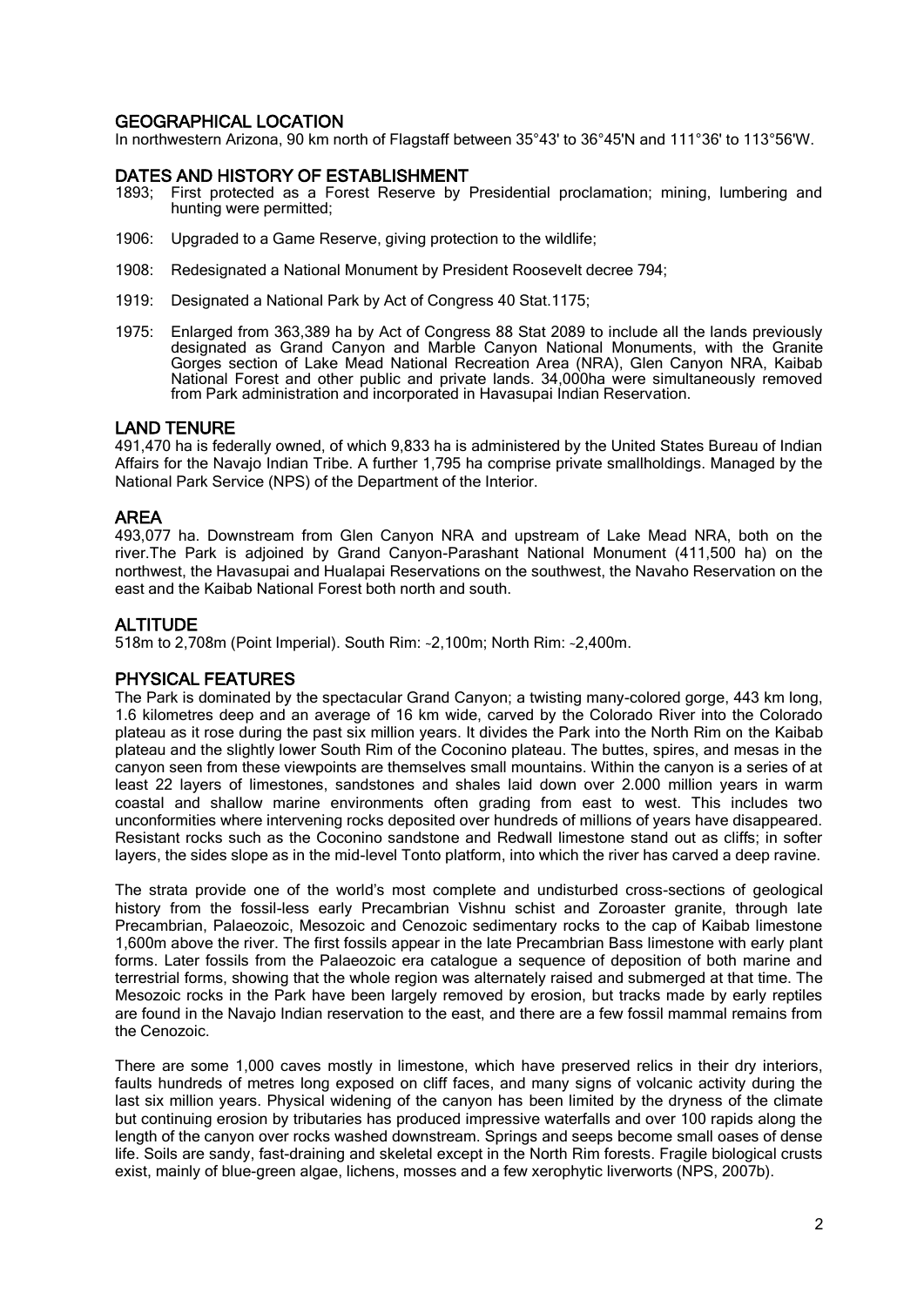## GEOGRAPHICAL LOCATION

In northwestern Arizona, 90 km north of Flagstaff between 35°43' to 36°45'N and 111°36' to 113°56'W.

## DATES AND HISTORY OF ESTABLISHMENT

1893; First protected as a Forest Reserve by Presidential proclamation; mining, lumbering and hunting were permitted;

1906: Upgraded to a Game Reserve, giving protection to the wildlife;

1908: Redesignated a National Monument by President Roosevelt decree 794;

1919: Designated a National Park by Act of Congress 40 Stat.1175;

1975: Enlarged from 363,389 ha by Act of Congress 88 Stat 2089 to include all the lands previously designated as Grand Canyon and Marble Canyon National Monuments, with the Granite Gorges section of Lake Mead National Recreation Area (NRA), Glen Canyon NRA, Kaibab National Forest and other public and private lands. 34,000ha were simultaneously removed from Park administration and incorporated in Havasupai Indian Reservation.

## LAND TENURE

491,470 ha is federally owned, of which 9,833 ha is administered by the United States Bureau of Indian Affairs for the Navajo Indian Tribe. A further 1,795 ha comprise private smallholdings. Managed by the National Park Service (NPS) of the Department of the Interior.

## AREA

493,077 ha. Downstream from Glen Canyon NRA and upstream of Lake Mead NRA, both on the river.The Park is adjoined by Grand Canyon-Parashant National Monument (411,500 ha) on the northwest, the Havasupai and Hualapai Reservations on the southwest, the Navaho Reservation on the east and the Kaibab National Forest both north and south.

## ALTITUDE

518m to 2,708m (Point Imperial). South Rim: ~2,100m; North Rim: ~2,400m.

## PHYSICAL FEATURES

The Park is dominated by the spectacular Grand Canyon; a twisting many-colored gorge, 443 km long, 1.6 kilometres deep and an average of 16 km wide, carved by the Colorado River into the Colorado plateau as it rose during the past six million years. It divides the Park into the North Rim on the Kaibab plateau and the slightly lower South Rim of the Coconino plateau. The buttes, spires, and mesas in the canyon seen from these viewpoints are themselves small mountains. Within the canyon is a series of at least 22 layers of limestones, sandstones and shales laid down over 2.000 million years in warm coastal and shallow marine environments often grading from east to west. This includes two unconformities where intervening rocks deposited over hundreds of millions of years have disappeared. Resistant rocks such as the Coconino sandstone and Redwall limestone stand out as cliffs; in softer layers, the sides slope as in the mid-level Tonto platform, into which the river has carved a deep ravine.

The strata provide one of the world's most complete and undisturbed cross-sections of geological history from the fossil-less early Precambrian Vishnu schist and Zoroaster granite, through late Precambrian, Palaeozoic, Mesozoic and Cenozoic sedimentary rocks to the cap of Kaibab limestone 1,600m above the river. The first fossils appear in the late Precambrian Bass limestone with early plant forms. Later fossils from the Palaeozoic era catalogue a sequence of deposition of both marine and terrestrial forms, showing that the whole region was alternately raised and submerged at that time. The Mesozoic rocks in the Park have been largely removed by erosion, but tracks made by early reptiles are found in the Navajo Indian reservation to the east, and there are a few fossil mammal remains from the Cenozoic.

There are some 1,000 caves mostly in limestone, which have preserved relics in their dry interiors, faults hundreds of metres long exposed on cliff faces, and many signs of volcanic activity during the last six million years. Physical widening of the canyon has been limited by the dryness of the climate but continuing erosion by tributaries has produced impressive waterfalls and over 100 rapids along the length of the canyon over rocks washed downstream. Springs and seeps become small oases of dense life. Soils are sandy, fast-draining and skeletal except in the North Rim forests. Fragile biological crusts exist, mainly of blue-green algae, lichens, mosses and a few xerophytic liverworts (NPS, 2007b).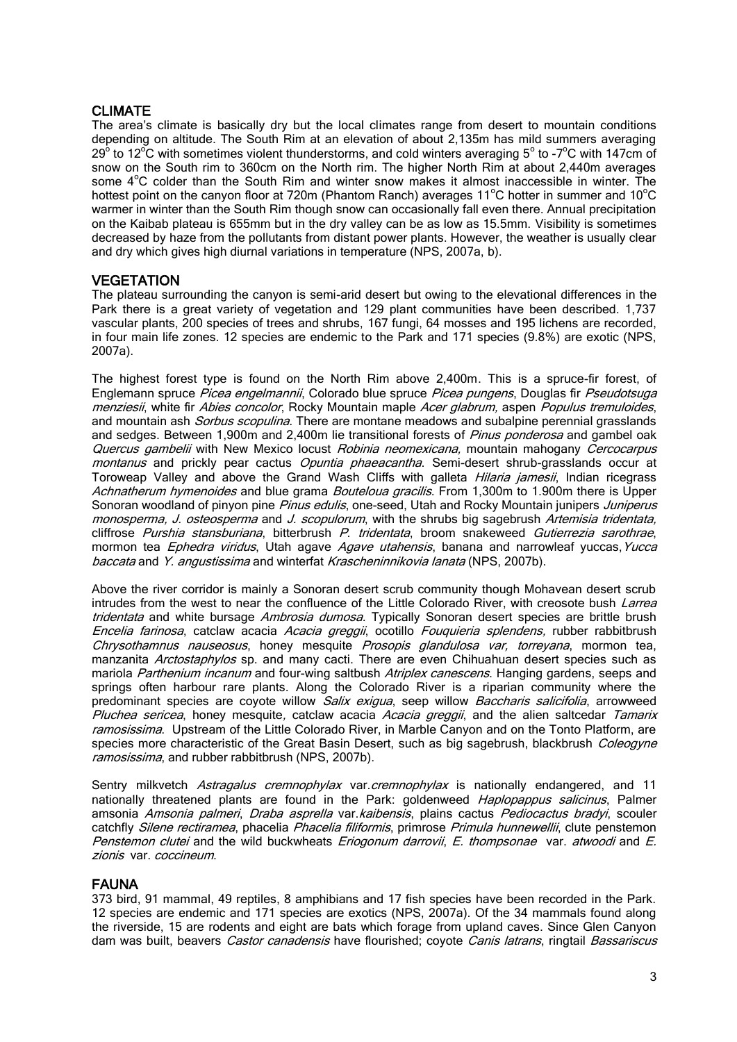## CLIMATE

The area's climate is basically dry but the local climates range from desert to mountain conditions depending on altitude. The South Rim at an elevation of about 2,135m has mild summers averaging 29° to 12°C with sometimes violent thunderstorms, and cold winters averaging 5° to -7°C with 147cm of snow on the South rim to 360cm on the North rim. The higher North Rim at about 2,440m averages some 4°C colder than the South Rim and winter snow makes it almost inaccessible in winter. The hottest point on the canyon floor at 720m (Phantom Ranch) averages 11°C hotter in summer and 10°C warmer in winter than the South Rim though snow can occasionally fall even there. Annual precipitation on the Kaibab plateau is 655mm but in the dry valley can be as low as 15.5mm. Visibility is sometimes decreased by haze from the pollutants from distant power plants. However, the weather is usually clear and dry which gives high diurnal variations in temperature (NPS, 2007a, b).

## VEGETATION

The plateau surrounding the canyon is semi-arid desert but owing to the elevational differences in the Park there is a great variety of vegetation and 129 plant communities have been described. 1,737 vascular plants, 200 species of trees and shrubs, 167 fungi, 64 mosses and 195 lichens are recorded, in four main life zones. 12 species are endemic to the Park and 171 species (9.8%) are exotic (NPS, 2007a).

The highest forest type is found on the North Rim above 2,400m. This is a spruce-fir forest, of Englemann spruce *Picea engelmannii*, Colorado blue spruce *Picea pungens*, Douglas fir *Pseudotsuga menziesii*, white fir *Abies concolor*, Rocky Mountain maple *Acer glabrum,* aspen *Populus tremuloides*, and mountain ash *Sorbus scopulina*. There are montane meadows and subalpine perennial grasslands and sedges. Between 1,900m and 2,400m lie transitional forests of *Pinus ponderosa* and gambel oak *Quercus gambelii* with New Mexico locust *Robinia neomexicana,* mountain mahogany *Cercocarpus montanus* and prickly pear cactus *Opuntia phaeacantha*. Semi-desert shrub-grasslands occur at Toroweap Valley and above the Grand Wash Cliffs with galleta *Hilaria jamesii*, Indian ricegrass *Achnatherum hymenoides* and blue grama *Bouteloua gracilis*. From 1,300m to 1.900m there is Upper Sonoran woodland of pinyon pine *Pinus edulis*, one-seed, Utah and Rocky Mountain junipers *Juniperus monosperma, J. osteosperma* and *J. scopulorum*, with the shrubs big sagebrush *Artemisia tridentata,* cliffrose *Purshia stansburiana*, bitterbrush *P. tridentata*, broom snakeweed *Gutierrezia sarothrae*, mormon tea *Ephedra viridus*, Utah agave *Agave utahensis*, banana and narrowleaf yuccas, *Yucca baccata* and *Y. angustissima* and winterfat *Krascheninnikovia lanata* (NPS, 2007b).

Above the river corridor is mainly a Sonoran desert scrub community though Mohavean desert scrub intrudes from the west to near the confluence of the Little Colorado River, with creosote bush *Larrea tridentata* and white bursage *Ambrosia dumosa.* Typically Sonoran desert species are brittle brush *Encelia farinosa*, catclaw acacia *Acacia greggii*, ocotillo *Fouquieria splendens,* rubber rabbitbrush *Chrysothamnus nauseosus*, honey mesquite *Prosopis glandulosa var, torreyana*, mormon tea, manzanita *Arctostaphylos* sp. and many cacti. There are even Chihuahuan desert species such as mariola *Parthenium incanum* and four-wing saltbush *Atriplex canescens*. Hanging gardens, seeps and springs often harbour rare plants. Along the Colorado River is a riparian community where the predominant species are coyote willow *Salix exigua*, seep willow *Baccharis salicifolia*, arrowweed *Pluchea sericea*, honey mesquite*,* catclaw acacia *Acacia greggii*, and the alien saltcedar *Tamarix ramosissima*. Upstream of the Little Colorado River, in Marble Canyon and on the Tonto Platform, are species more characteristic of the Great Basin Desert, such as big sagebrush, blackbrush *Coleogyne ramosissima*, and rubber rabbitbrush (NPS, 2007b).

Sentry milkvetch *Astragalus cremnophylax* var.*cremnophylax* is nationally endangered, and 11 nationally threatened plants are found in the Park: goldenweed *Haplopappus salicinus*, Palmer amsonia *Amsonia palmeri*, *Draba asprella* var.*kaibensis*, plains cactus *Pediocactus bradyi*, scouler catchfly *Silene rectiramea*, phacelia *Phacelia filiformis*, primrose *Primula hunnewellii*, clute penstemon *Penstemon clutei* and the wild buckwheats *Eriogonum darrovii*, *E. thompsonae* var. *atwoodi* and *E. zionis* var. *coccineum*.

## FAUNA

373 bird, 91 mammal, 49 reptiles, 8 amphibians and 17 fish species have been recorded in the Park. 12 species are endemic and 171 species are exotics (NPS, 2007a). Of the 34 mammals found along the riverside, 15 are rodents and eight are bats which forage from upland caves. Since Glen Canyon dam was built, beavers *Castor canadensis* have flourished; coyote *Canis latrans*, ringtail *Bassariscus*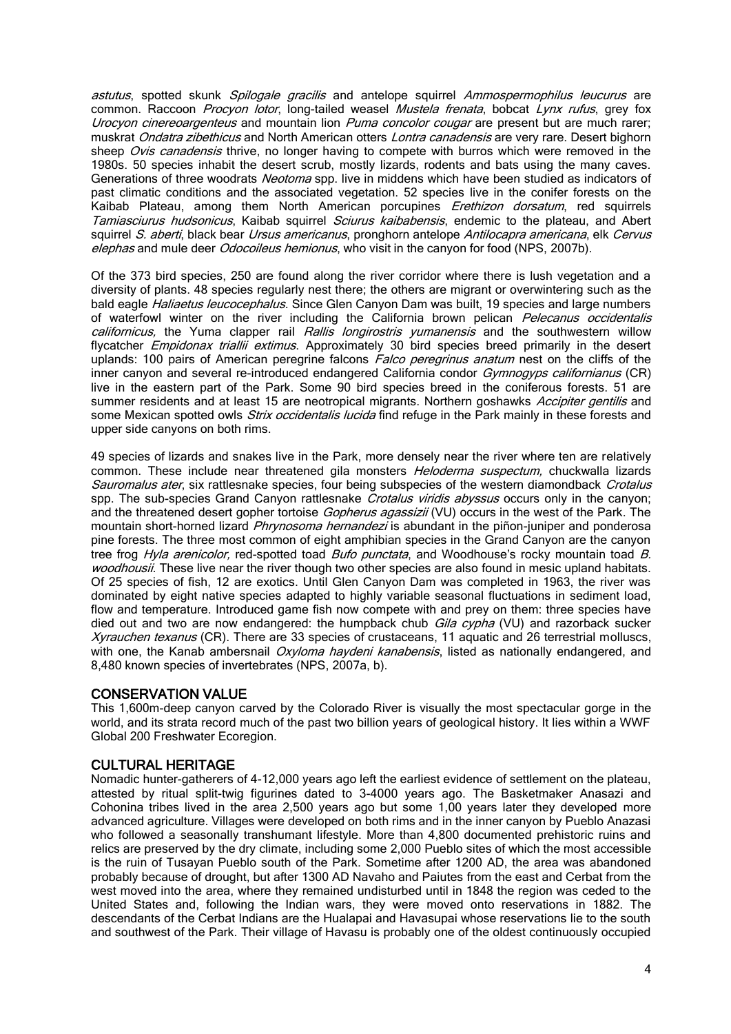*astutus*, spotted skunk *Spilogale gracilis* and antelope squirrel *Ammospermophilus leucurus* are common. Raccoon *Procyon lotor*, long-tailed weasel *Mustela frenata*, bobcat *Lynx rufus*, grey fox *Urocyon cinereoargenteus* and mountain lion *Puma concolor cougar* are present but are much rarer; muskrat *Ondatra zibethicus* and North American otters *Lontra canadensis* are very rare. Desert bighorn sheep *Ovis canadensis* thrive, no longer having to compete with burros which were removed in the 1980s. 50 species inhabit the desert scrub, mostly lizards, rodents and bats using the many caves. Generations of three woodrats *Neotoma* spp. live in middens which have been studied as indicators of past climatic conditions and the associated vegetation. 52 species live in the conifer forests on the Kaibab Plateau, among them North American porcupines *Erethizon dorsatum*, red squirrels *Tamiasciurus hudsonicus*, Kaibab squirrel *Sciurus kaibabensis*, endemic to the plateau, and Abert squirrel *S. aberti*, black bear *Ursus americanus*, pronghorn antelope *Antilocapra americana*, elk *Cervus elephas* and mule deer *Odocoileus hemionus*, who visit in the canyon for food (NPS, 2007b).

Of the 373 bird species, 250 are found along the river corridor where there is lush vegetation and a diversity of plants. 48 species regularly nest there; the others are migrant or overwintering such as the bald eagle *Haliaetus leucocephalus*. Since Glen Canyon Dam was built, 19 species and large numbers of waterfowl winter on the river including the California brown pelican *Pelecanus occidentalis californicus,* the Yuma clapper rail *Rallis longirostris yumanensis* and the southwestern willow flycatcher *Empidonax triallii extimus*. Approximately 30 bird species breed primarily in the desert uplands: 100 pairs of American peregrine falcons *Falco peregrinus anatum* nest on the cliffs of the inner canyon and several re-introduced endangered California condor *Gymnogyps californianus* (CR) live in the eastern part of the Park. Some 90 bird species breed in the coniferous forests. 51 are summer residents and at least 15 are neotropical migrants. Northern goshawks *Accipiter gentilis* and some Mexican spotted owls *Strix occidentalis lucida* find refuge in the Park mainly in these forests and upper side canyons on both rims.

49 species of lizards and snakes live in the Park, more densely near the river where ten are relatively common. These include near threatened gila monsters *Heloderma suspectum,* chuckwalla lizards *Sauromalus ater*, six rattlesnake species, four being subspecies of the western diamondback *Crotalus* spp. The sub-species Grand Canyon rattlesnake *Crotalus viridis abyssus* occurs only in the canyon; and the threatened desert gopher tortoise *Gopherus agassizii* (VU) occurs in the west of the Park. The mountain short-horned lizard *Phrynosoma hernandezi* is abundant in the piñon-juniper and ponderosa pine forests. The three most common of eight amphibian species in the Grand Canyon are the canyon tree frog *Hyla arenicolor,* red-spotted toad *Bufo punctata*, and Woodhouse's rocky mountain toad *B. woodhousii*. These live near the river though two other species are also found in mesic upland habitats. Of 25 species of fish, 12 are exotics. Until Glen Canyon Dam was completed in 1963, the river was dominated by eight native species adapted to highly variable seasonal fluctuations in sediment load, flow and temperature. Introduced game fish now compete with and prey on them: three species have died out and two are now endangered: the humpback chub *Gila cypha* (VU) and razorback sucker *Xyrauchen texanus* (CR). There are 33 species of crustaceans, 11 aquatic and 26 terrestrial molluscs, with one, the Kanab ambersnail *Oxyloma haydeni kanabensis*, listed as nationally endangered, and 8,480 known species of invertebrates (NPS, 2007a, b).

## CONSERVATION VALUE

This 1,600m-deep canyon carved by the Colorado River is visually the most spectacular gorge in the world, and its strata record much of the past two billion years of geological history. It lies within a WWF Global 200 Freshwater Ecoregion.

## CULTURAL HERITAGE

Nomadic hunter-gatherers of 4-12,000 years ago left the earliest evidence of settlement on the plateau, attested by ritual split-twig figurines dated to 3-4000 years ago. The Basketmaker Anasazi and Cohonina tribes lived in the area 2,500 years ago but some 1,00 years later they developed more advanced agriculture. Villages were developed on both rims and in the inner canyon by Pueblo Anazasi who followed a seasonally transhumant lifestyle. More than 4,800 documented prehistoric ruins and relics are preserved by the dry climate, including some 2,000 Pueblo sites of which the most accessible is the ruin of Tusayan Pueblo south of the Park. Sometime after 1200 AD, the area was abandoned probably because of drought, but after 1300 AD Navaho and Paiutes from the east and Cerbat from the west moved into the area, where they remained undisturbed until in 1848 the region was ceded to the United States and, following the Indian wars, they were moved onto reservations in 1882. The descendants of the Cerbat Indians are the Hualapai and Havasupai whose reservations lie to the south and southwest of the Park. Their village of Havasu is probably one of the oldest continuously occupied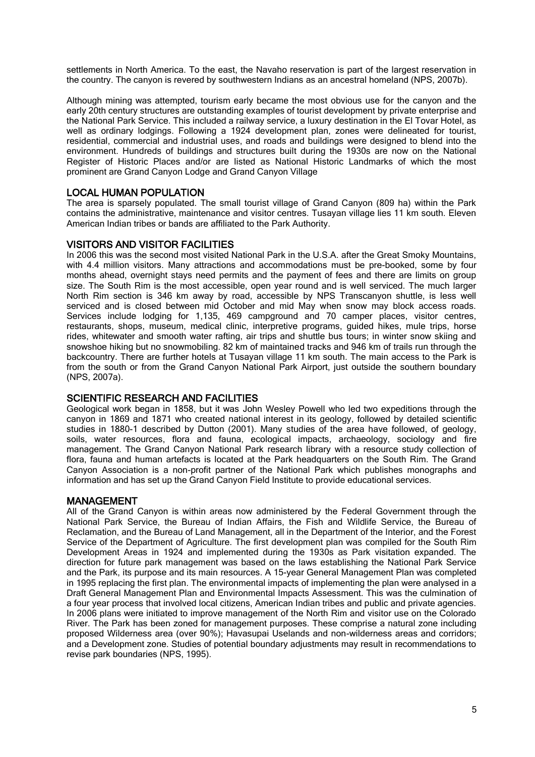settlements in North America. To the east, the Navaho reservation is part of the largest reservation in the country. The canyon is revered by southwestern Indians as an ancestral homeland (NPS, 2007b).

Although mining was attempted, tourism early became the most obvious use for the canyon and the early 20th century structures are outstanding examples of tourist development by private enterprise and the National Park Service. This included a railway service, a luxury destination in the El Tovar Hotel, as well as ordinary lodgings. Following a 1924 development plan, zones were delineated for tourist, residential, commercial and industrial uses, and roads and buildings were designed to blend into the environment. Hundreds of buildings and structures built during the 1930s are now on the National Register of Historic Places and/or are listed as National Historic Landmarks of which the most prominent are Grand Canyon Lodge and Grand Canyon Village

## LOCAL HUMAN POPULATION

The area is sparsely populated. The small tourist village of Grand Canyon (809 ha) within the Park contains the administrative, maintenance and visitor centres. Tusayan village lies 11 km south. Eleven American Indian tribes or bands are affiliated to the Park Authority.

## VISITORS AND VISITOR FACILITIES

In 2006 this was the second most visited National Park in the U.S.A. after the Great Smoky Mountains, with 4.4 million visitors. Many attractions and accommodations must be pre-booked, some by four months ahead, overnight stays need permits and the payment of fees and there are limits on group size. The South Rim is the most accessible, open year round and is well serviced. The much larger North Rim section is 346 km away by road, accessible by NPS Transcanyon shuttle, is less well serviced and is closed between mid October and mid May when snow may block access roads. Services include lodging for 1,135, 469 campground and 70 camper places, visitor centres, restaurants, shops, museum, medical clinic, interpretive programs, guided hikes, mule trips, horse rides, whitewater and smooth water rafting, air trips and shuttle bus tours; in winter snow skiing and snowshoe hiking but no snowmobiling. 82 km of maintained tracks and 946 km of trails run through the backcountry. There are further hotels at Tusayan village 11 km south. The main access to the Park is from the south or from the Grand Canyon National Park Airport, just outside the southern boundary (NPS, 2007a).

## SCIENTIFIC RESEARCH AND FACILITIES

Geological work began in 1858, but it was John Wesley Powell who led two expeditions through the canyon in 1869 and 1871 who created national interest in its geology, followed by detailed scientific studies in 1880-1 described by Dutton (2001). Many studies of the area have followed, of geology, soils, water resources, flora and fauna, ecological impacts, archaeology, sociology and fire management. The Grand Canyon National Park research library with a resource study collection of flora, fauna and human artefacts is located at the Park headquarters on the South Rim. The Grand Canyon Association is a non-profit partner of the National Park which publishes monographs and information and has set up the Grand Canyon Field Institute to provide educational services.

## MANAGEMENT

All of the Grand Canyon is within areas now administered by the Federal Government through the National Park Service, the Bureau of Indian Affairs, the Fish and Wildlife Service, the Bureau of Reclamation, and the Bureau of Land Management, all in the Department of the Interior, and the Forest Service of the Department of Agriculture. The first development plan was compiled for the South Rim Development Areas in 1924 and implemented during the 1930s as Park visitation expanded. The direction for future park management was based on the laws establishing the National Park Service and the Park, its purpose and its main resources. A 15-year General Management Plan was completed in 1995 replacing the first plan. The environmental impacts of implementing the plan were analysed in a Draft General Management Plan and Environmental Impacts Assessment. This was the culmination of a four year process that involved local citizens, American Indian tribes and public and private agencies. In 2006 plans were initiated to improve management of the North Rim and visitor use on the Colorado River. The Park has been zoned for management purposes. These comprise a natural zone including proposed Wilderness area (over 90%); Havasupai Uselands and non-wilderness areas and corridors; and a Development zone. Studies of potential boundary adjustments may result in recommendations to revise park boundaries (NPS, 1995).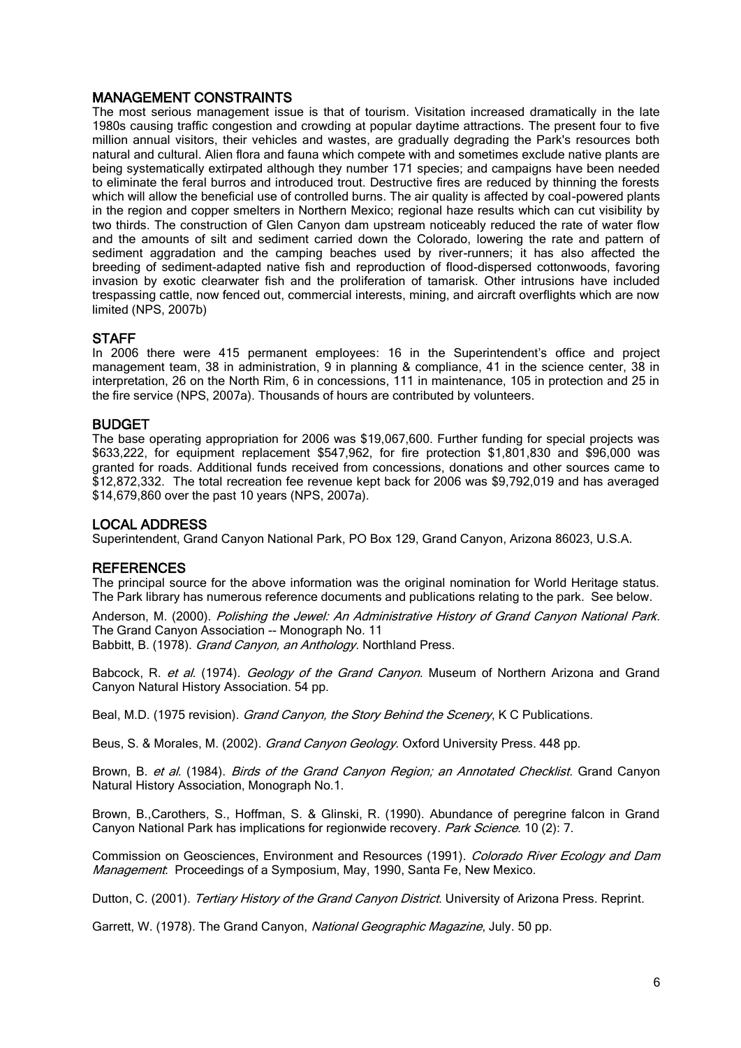## MANAGEMENT CONSTRAINTS

The most serious management issue is that of tourism. Visitation increased dramatically in the late 1980s causing traffic congestion and crowding at popular daytime attractions. The present four to five million annual visitors, their vehicles and wastes, are gradually degrading the Park's resources both natural and cultural. Alien flora and fauna which compete with and sometimes exclude native plants are being systematically extirpated although they number 171 species; and campaigns have been needed to eliminate the feral burros and introduced trout. Destructive fires are reduced by thinning the forests which will allow the beneficial use of controlled burns. The air quality is affected by coal-powered plants in the region and copper smelters in Northern Mexico; regional haze results which can cut visibility by two thirds. The construction of Glen Canyon dam upstream noticeably reduced the rate of water flow and the amounts of silt and sediment carried down the Colorado, lowering the rate and pattern of sediment aggradation and the camping beaches used by river-runners; it has also affected the breeding of sediment-adapted native fish and reproduction of flood-dispersed cottonwoods, favoring invasion by exotic clearwater fish and the proliferation of tamarisk. Other intrusions have included trespassing cattle, now fenced out, commercial interests, mining, and aircraft overflights which are now limited (NPS, 2007b)

## STAFF

In 2006 there were 415 permanent employees: 16 in the Superintendent's office and project management team, 38 in administration, 9 in planning & compliance, 41 in the science center, 38 in interpretation, 26 on the North Rim, 6 in concessions, 111 in maintenance, 105 in protection and 25 in the fire service (NPS, 2007a). Thousands of hours are contributed by volunteers.

## BUDGET

The base operating appropriation for 2006 was $19,067,600. Further funding for special projects was $633,222, for equipment replacement $547,962, for fire protection $1,801,830 and $96,000 was granted for roads. Additional funds received from concessions, donations and other sources came to $12,872,332. The total recreation fee revenue kept back for 2006 was $9,792,019 and has averaged $14,679,860 over the past 10 years (NPS, 2007a).

## LOCAL ADDRESS

Superintendent, Grand Canyon National Park, PO Box 129, Grand Canyon, Arizona 86023, U.S.A.

## REFERENCES

The principal source for the above information was the original nomination for World Heritage status. The Park library has numerous reference documents and publications relating to the park. See below.

Anderson, M. (2000). *Polishing the Jewel: An Administrative History of Grand Canyon National Park*. The Grand Canyon Association -- Monograph No. 11

Babbitt, B. (1978). *Grand Canyon, an Anthology*. Northland Press.

Babcock, R. *et al*. (1974). *Geology of the Grand Canyon*. Museum of Northern Arizona and Grand Canyon Natural History Association. 54 pp.

Beal, M.D. (1975 revision). *Grand Canyon, the Story Behind the Scenery*, K C Publications.

Beus, S. & Morales, M. (2002). *Grand Canyon Geology*. Oxford University Press. 448 pp.

Brown, B. *et al*. (1984). *Birds of the Grand Canyon Region; an Annotated Checklist*. Grand Canyon Natural History Association, Monograph No.1.

Brown, B.,Carothers, S., Hoffman, S. & Glinski, R. (1990). Abundance of peregrine falcon in Grand Canyon National Park has implications for regionwide recovery. *Park Science*. 10 (2): 7.

Commission on Geosciences, Environment and Resources (1991). *Colorado River Ecology and Dam Management*: Proceedings of a Symposium, May, 1990, Santa Fe, New Mexico.

Dutton, C. (2001). *Tertiary History of the Grand Canyon District*. University of Arizona Press. Reprint.

Garrett, W. (1978). The Grand Canyon, *National Geographic Magazine*, July. 50 pp.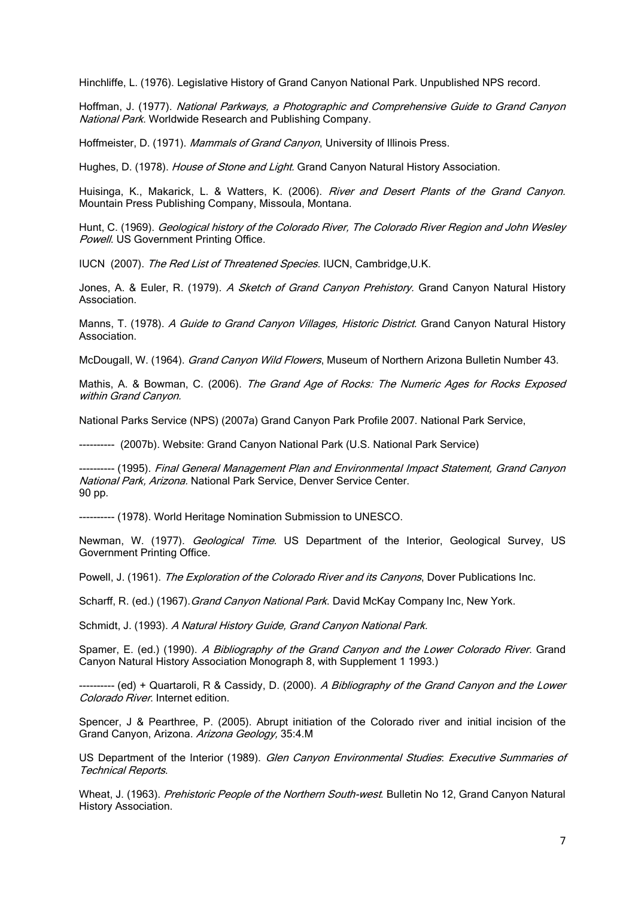Hinchliffe, L. (1976). Legislative History of Grand Canyon National Park. Unpublished NPS record.

Hoffman, J. (1977). *National Parkways, a Photographic and Comprehensive Guide to Grand Canyon National Park*. Worldwide Research and Publishing Company.

Hoffmeister, D. (1971). *Mammals of Grand Canyon*, University of Illinois Press.

Hughes, D. (1978). *House of Stone and Light*. Grand Canyon Natural History Association.

Huisinga, K., Makarick, L. & Watters, K. (2006). *River and Desert Plants of the Grand Canyon.* Mountain Press Publishing Company, Missoula, Montana.

Hunt, C. (1969). *Geological history of the Colorado River, The Colorado River Region and John Wesley Powell*. US Government Printing Office.

IUCN (2007). *The Red List of Threatened Species.* IUCN, Cambridge,U.K.

Jones, A. & Euler, R. (1979). *A Sketch of Grand Canyon Prehistory.* Grand Canyon Natural History Association.

Manns, T. (1978). *A Guide to Grand Canyon Villages, Historic District*. Grand Canyon Natural History Association.

McDougall, W. (1964). *Grand Canyon Wild Flowers*, Museum of Northern Arizona Bulletin Number 43.

Mathis, A. & Bowman, C. (2006). *The Grand Age of Rocks: The Numeric Ages for Rocks Exposed within Grand Canyon.*

National Parks Service (NPS) (2007a) Grand Canyon Park Profile 2007. National Park Service,

---------- (2007b). Website: Grand Canyon National Park (U.S. National Park Service)

---------- (1995). *Final General Management Plan and Environmental Impact Statement, Grand Canyon National Park, Arizona.* National Park Service, Denver Service Center. 90 pp.

---------- (1978). World Heritage Nomination Submission to UNESCO.

Newman, W. (1977). *Geological Time*. US Department of the Interior, Geological Survey, US Government Printing Office.

Powell, J. (1961). *The Exploration of the Colorado River and its Canyons*, Dover Publications Inc.

Scharff, R. (ed.) (1967). *Grand Canyon National Park.* David McKay Company Inc, New York.

Schmidt, J. (1993). *A Natural History Guide, Grand Canyon National Park.*

Spamer, E. (ed.) (1990). *A Bibliography of the Grand Canyon and the Lower Colorado River*. Grand Canyon Natural History Association Monograph 8, with Supplement 1 1993.)

---------- (ed) + Quartaroli, R & Cassidy, D. (2000). *A Bibliography of the Grand Canyon and the Lower Colorado River*. Internet edition.

Spencer, J & Pearthree, P. (2005). Abrupt initiation of the Colorado river and initial incision of the Grand Canyon, Arizona. *Arizona Geology,* 35:4.M

US Department of the Interior (1989). *Glen Canyon Environmental Studies*: *Executive Summaries of Technical Reports*.

Wheat, J. (1963). *Prehistoric People of the Northern South-west*. Bulletin No 12, Grand Canyon Natural History Association.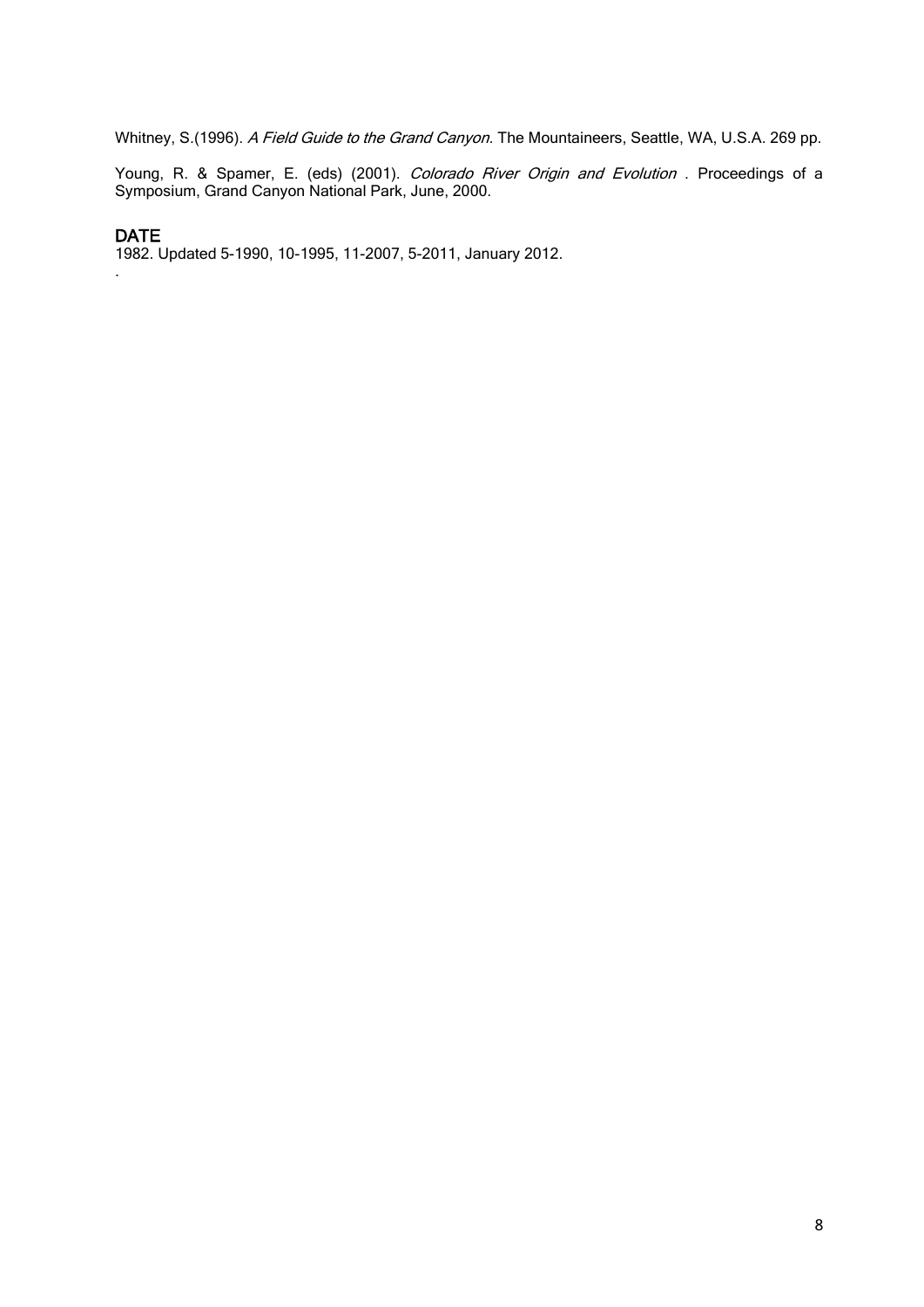Whitney, S.(1996). *A Field Guide to the Grand Canyon*. The Mountaineers, Seattle, WA, U.S.A. 269 pp.

Young, R. & Spamer, E. (eds) (2001). *Colorado River Origin and Evolution* . Proceedings of a Symposium, Grand Canyon National Park, June, 2000.

## DATE

1982. Updated 5-1990, 10-1995, 11-2007, 5-2011, January 2012.

.